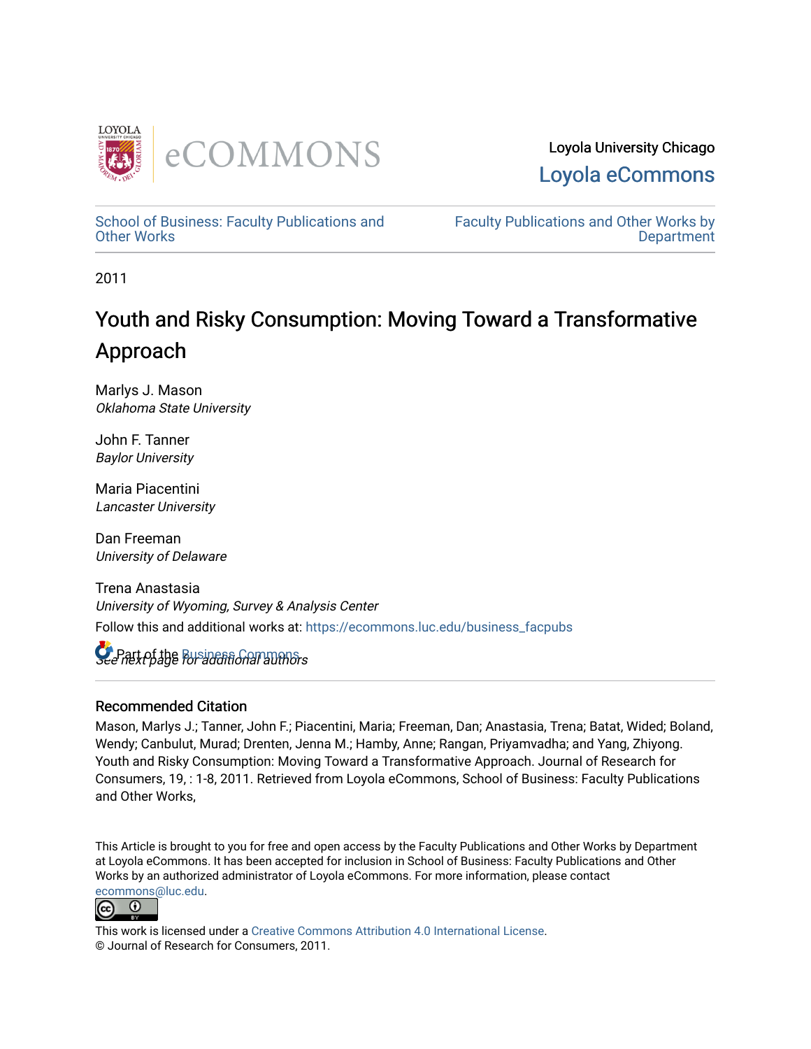Loyola University Chicago
Loyola eCommons

School of Business: Faculty Publications and Other Works

Faculty Publications and Other Works by Department

2011

# Youth and Risky Consumption: Moving Toward a Transformative Approach

Marlys J. Mason
*Oklahoma State University*

John F. Tanner
*Baylor University*

Maria Piacentini
*Lancaster University*

Dan Freeman
*University of Delaware*

Trena Anastasia
*University of Wyoming, Survey & Analysis Center*

Follow this and additional works at: https://ecommons.luc.edu/business_facpubs

Part of the Business Commons

*See next page for additional authors*

## Recommended Citation

Mason, Marlys J.; Tanner, John F.; Piacentini, Maria; Freeman, Dan; Anastasia, Trena; Batat, Wided; Boland, Wendy; Canbulut, Murad; Drenten, Jenna M.; Hamby, Anne; Rangan, Priyamvadha; and Yang, Zhiyong. Youth and Risky Consumption: Moving Toward a Transformative Approach. Journal of Research for Consumers, 19, : 1-8, 2011. Retrieved from Loyola eCommons, School of Business: Faculty Publications and Other Works,

This Article is brought to you for free and open access by the Faculty Publications and Other Works by Department at Loyola eCommons. It has been accepted for inclusion in School of Business: Faculty Publications and Other Works by an authorized administrator of Loyola eCommons. For more information, please contact ecommons@luc.edu.

This work is licensed under a Creative Commons Attribution 4.0 International License.
© Journal of Research for Consumers, 2011.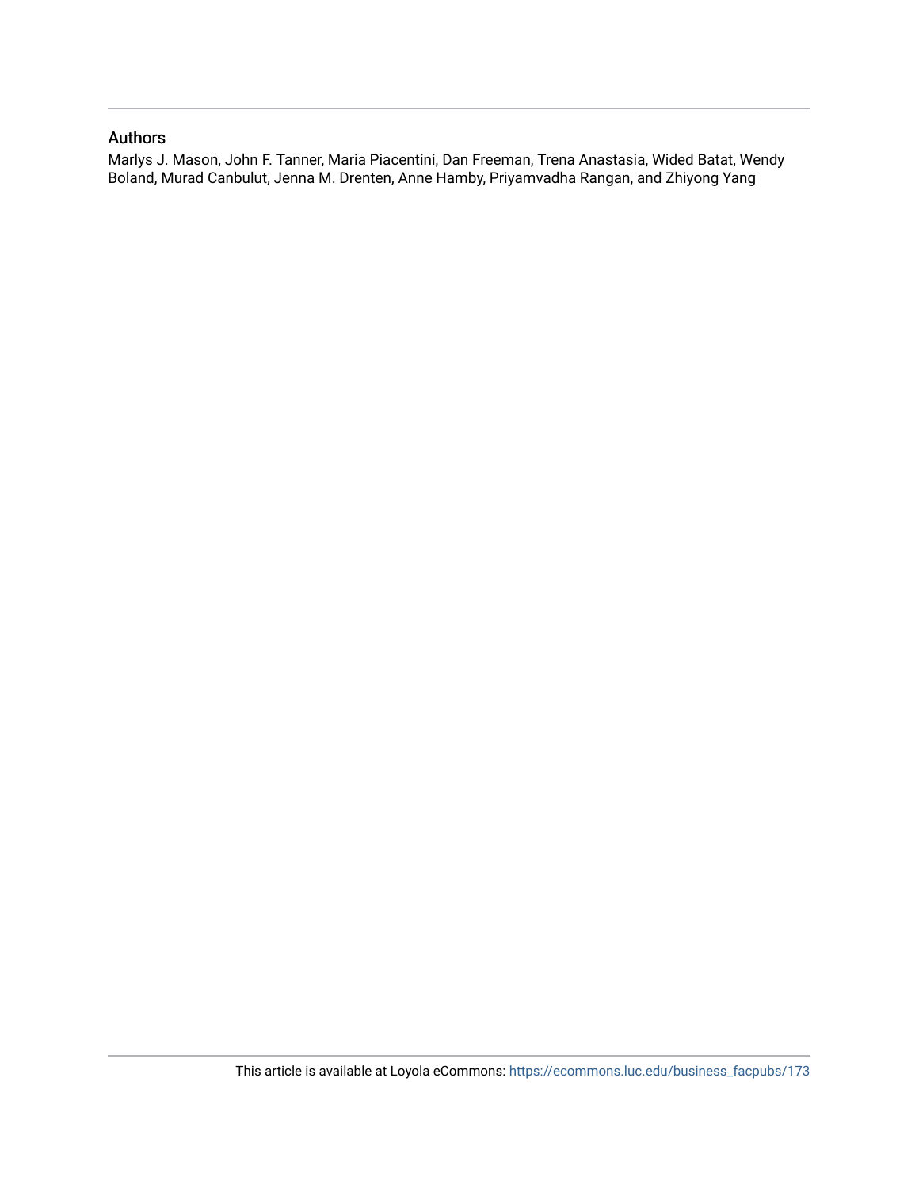## Authors

Marlys J. Mason, John F. Tanner, Maria Piacentini, Dan Freeman, Trena Anastasia, Wided Batat, Wendy Boland, Murad Canbulut, Jenna M. Drenten, Anne Hamby, Priyamvadha Rangan, and Zhiyong Yang

This article is available at Loyola eCommons: https://ecommons.luc.edu/business_facpubs/173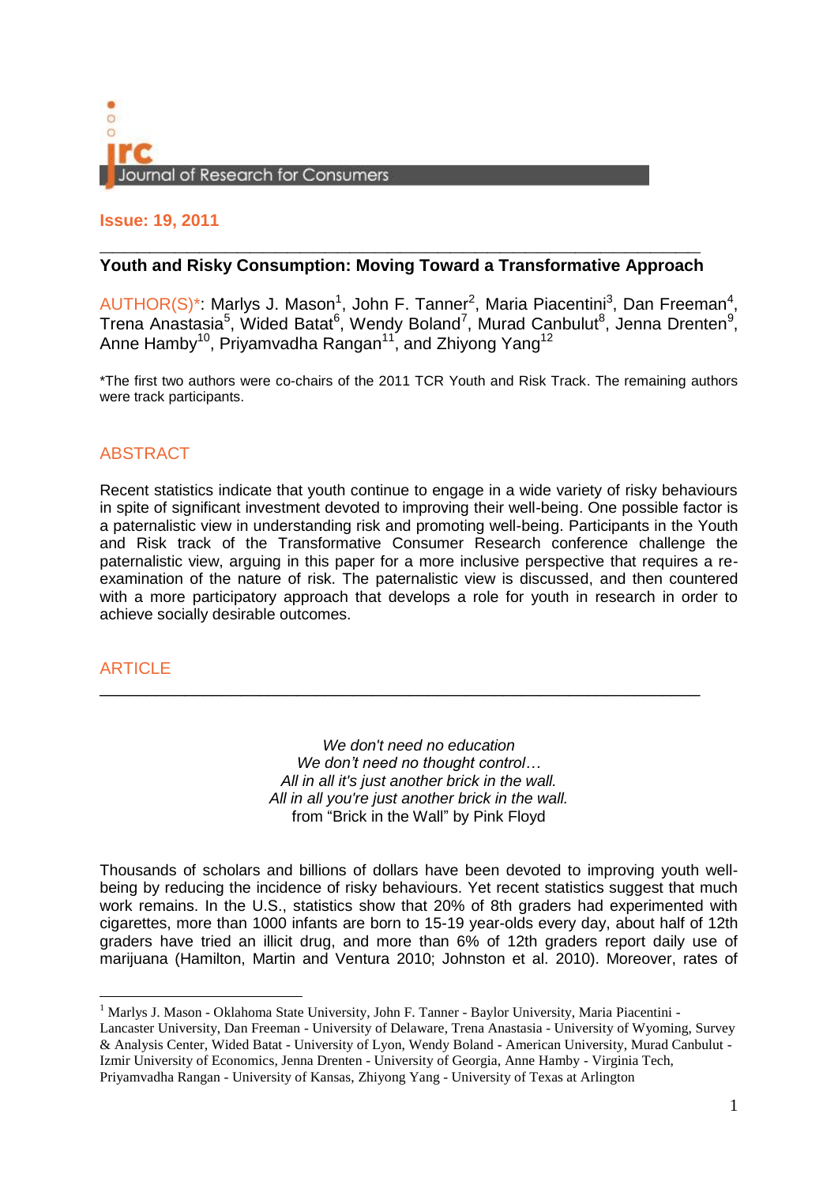**Issue: 19, 2011**

## Youth and Risky Consumption: Moving Toward a Transformative Approach

AUTHOR(S)*: Marlys J. Mason[1], John F. Tanner[2], Maria Piacentini[3], Dan Freeman[4], Trena Anastasia[5], Wided Batat[6], Wendy Boland[7], Murad Canbulut[8], Jenna Drenten[9], Anne Hamby[10], Priyamvadha Rangan[11], and Zhiyong Yang[12]

*The first two authors were co-chairs of the 2011 TCR Youth and Risk Track. The remaining authors were track participants.

### ABSTRACT

Recent statistics indicate that youth continue to engage in a wide variety of risky behaviours in spite of significant investment devoted to improving their well-being. One possible factor is a paternalistic view in understanding risk and promoting well-being. Participants in the Youth and Risk track of the Transformative Consumer Research conference challenge the paternalistic view, arguing in this paper for a more inclusive perspective that requires a re-examination of the nature of risk. The paternalistic view is discussed, and then countered with a more participatory approach that develops a role for youth in research in order to achieve socially desirable outcomes.

### ARTICLE

*We don't need no education*
*We don't need no thought control…*
*All in all it's just another brick in the wall.*
*All in all you're just another brick in the wall.*
from "Brick in the Wall" by Pink Floyd

Thousands of scholars and billions of dollars have been devoted to improving youth well-being by reducing the incidence of risky behaviours. Yet recent statistics suggest that much work remains. In the U.S., statistics show that 20% of 8th graders had experimented with cigarettes, more than 1000 infants are born to 15-19 year-olds every day, about half of 12th graders have tried an illicit drug, and more than 6% of 12th graders report daily use of marijuana (Hamilton, Martin and Ventura 2010; Johnston et al. 2010). Moreover, rates of

[1] Marlys J. Mason - Oklahoma State University, John F. Tanner - Baylor University, Maria Piacentini - Lancaster University, Dan Freeman - University of Delaware, Trena Anastasia - University of Wyoming, Survey & Analysis Center, Wided Batat - University of Lyon, Wendy Boland - American University, Murad Canbulut - Izmir University of Economics, Jenna Drenten - University of Georgia, Anne Hamby - Virginia Tech, Priyamvadha Rangan - University of Kansas, Zhiyong Yang - University of Texas at Arlington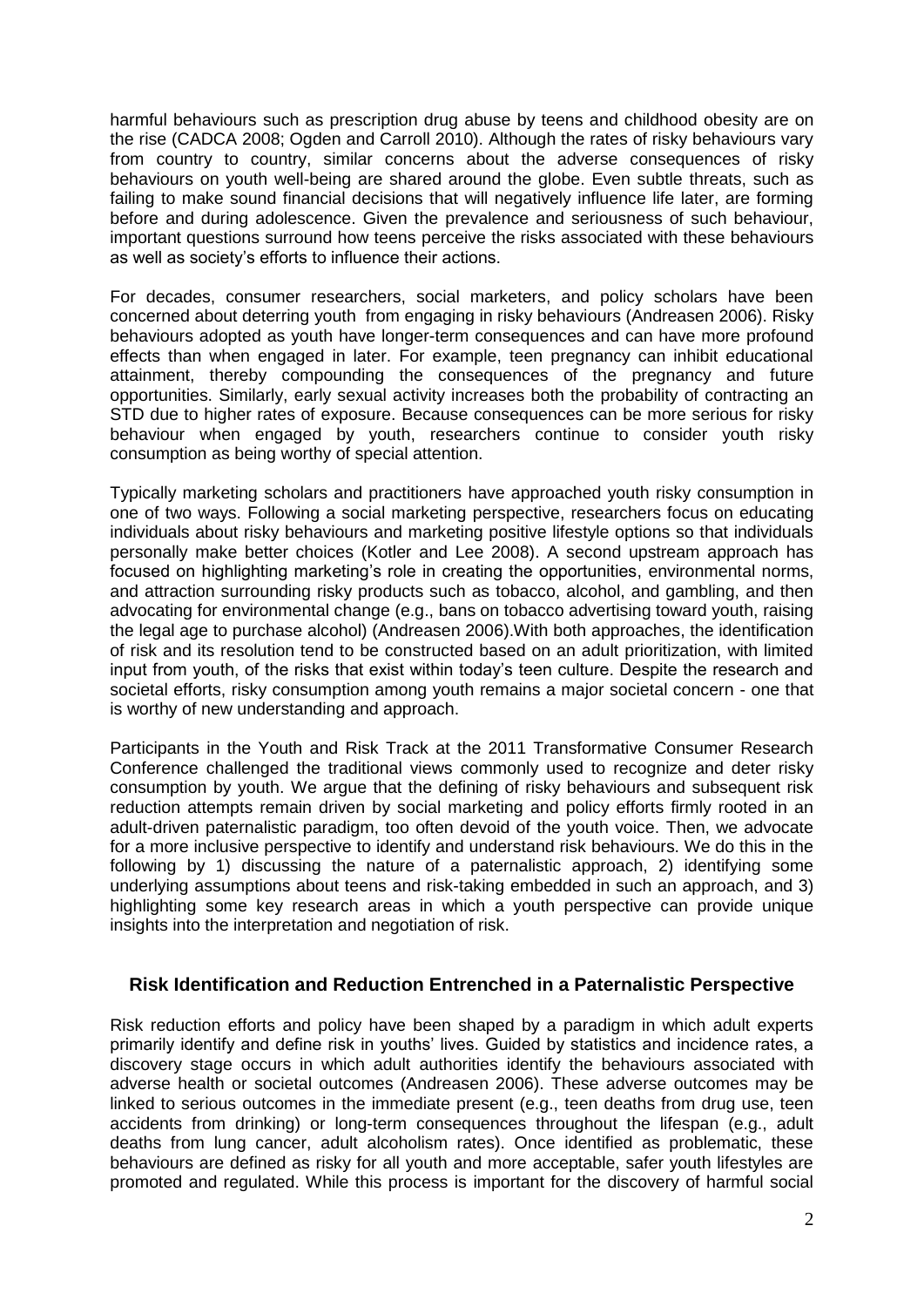harmful behaviours such as prescription drug abuse by teens and childhood obesity are on the rise (CADCA 2008; Ogden and Carroll 2010). Although the rates of risky behaviours vary from country to country, similar concerns about the adverse consequences of risky behaviours on youth well-being are shared around the globe. Even subtle threats, such as failing to make sound financial decisions that will negatively influence life later, are forming before and during adolescence. Given the prevalence and seriousness of such behaviour, important questions surround how teens perceive the risks associated with these behaviours as well as society's efforts to influence their actions.

For decades, consumer researchers, social marketers, and policy scholars have been concerned about deterring youth from engaging in risky behaviours (Andreasen 2006). Risky behaviours adopted as youth have longer-term consequences and can have more profound effects than when engaged in later. For example, teen pregnancy can inhibit educational attainment, thereby compounding the consequences of the pregnancy and future opportunities. Similarly, early sexual activity increases both the probability of contracting an STD due to higher rates of exposure. Because consequences can be more serious for risky behaviour when engaged by youth, researchers continue to consider youth risky consumption as being worthy of special attention.

Typically marketing scholars and practitioners have approached youth risky consumption in one of two ways. Following a social marketing perspective, researchers focus on educating individuals about risky behaviours and marketing positive lifestyle options so that individuals personally make better choices (Kotler and Lee 2008). A second upstream approach has focused on highlighting marketing's role in creating the opportunities, environmental norms, and attraction surrounding risky products such as tobacco, alcohol, and gambling, and then advocating for environmental change (e.g., bans on tobacco advertising toward youth, raising the legal age to purchase alcohol) (Andreasen 2006).With both approaches, the identification of risk and its resolution tend to be constructed based on an adult prioritization, with limited input from youth, of the risks that exist within today's teen culture. Despite the research and societal efforts, risky consumption among youth remains a major societal concern - one that is worthy of new understanding and approach.

Participants in the Youth and Risk Track at the 2011 Transformative Consumer Research Conference challenged the traditional views commonly used to recognize and deter risky consumption by youth. We argue that the defining of risky behaviours and subsequent risk reduction attempts remain driven by social marketing and policy efforts firmly rooted in an adult-driven paternalistic paradigm, too often devoid of the youth voice. Then, we advocate for a more inclusive perspective to identify and understand risk behaviours. We do this in the following by 1) discussing the nature of a paternalistic approach, 2) identifying some underlying assumptions about teens and risk-taking embedded in such an approach, and 3) highlighting some key research areas in which a youth perspective can provide unique insights into the interpretation and negotiation of risk.

## Risk Identification and Reduction Entrenched in a Paternalistic Perspective

Risk reduction efforts and policy have been shaped by a paradigm in which adult experts primarily identify and define risk in youths' lives. Guided by statistics and incidence rates, a discovery stage occurs in which adult authorities identify the behaviours associated with adverse health or societal outcomes (Andreasen 2006). These adverse outcomes may be linked to serious outcomes in the immediate present (e.g., teen deaths from drug use, teen accidents from drinking) or long-term consequences throughout the lifespan (e.g., adult deaths from lung cancer, adult alcoholism rates). Once identified as problematic, these behaviours are defined as risky for all youth and more acceptable, safer youth lifestyles are promoted and regulated. While this process is important for the discovery of harmful social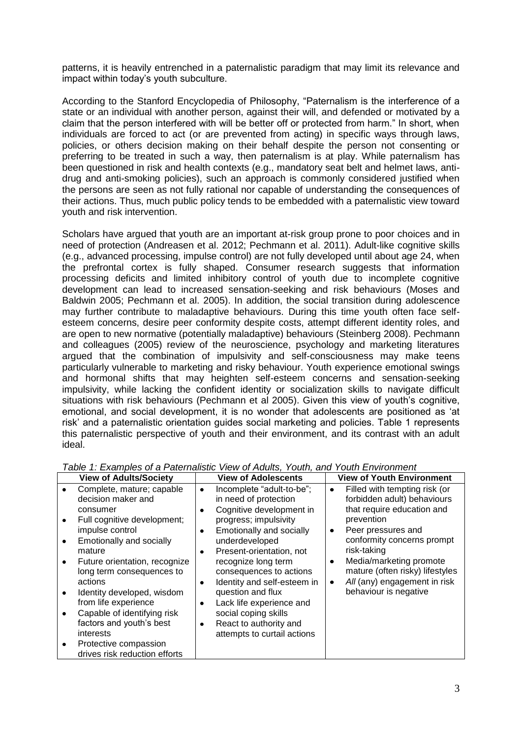patterns, it is heavily entrenched in a paternalistic paradigm that may limit its relevance and impact within today's youth subculture.

According to the Stanford Encyclopedia of Philosophy, "Paternalism is the interference of a state or an individual with another person, against their will, and defended or motivated by a claim that the person interfered with will be better off or protected from harm." In short, when individuals are forced to act (or are prevented from acting) in specific ways through laws, policies, or others decision making on their behalf despite the person not consenting or preferring to be treated in such a way, then paternalism is at play. While paternalism has been questioned in risk and health contexts (e.g., mandatory seat belt and helmet laws, anti-drug and anti-smoking policies), such an approach is commonly considered justified when the persons are seen as not fully rational nor capable of understanding the consequences of their actions. Thus, much public policy tends to be embedded with a paternalistic view toward youth and risk intervention.

Scholars have argued that youth are an important at-risk group prone to poor choices and in need of protection (Andreasen et al. 2012; Pechmann et al. 2011). Adult-like cognitive skills (e.g., advanced processing, impulse control) are not fully developed until about age 24, when the prefrontal cortex is fully shaped. Consumer research suggests that information processing deficits and limited inhibitory control of youth due to incomplete cognitive development can lead to increased sensation-seeking and risk behaviours (Moses and Baldwin 2005; Pechmann et al. 2005). In addition, the social transition during adolescence may further contribute to maladaptive behaviours. During this time youth often face self-esteem concerns, desire peer conformity despite costs, attempt different identity roles, and are open to new normative (potentially maladaptive) behaviours (Steinberg 2008). Pechmann and colleagues (2005) review of the neuroscience, psychology and marketing literatures argued that the combination of impulsivity and self-consciousness may make teens particularly vulnerable to marketing and risky behaviour. Youth experience emotional swings and hormonal shifts that may heighten self-esteem concerns and sensation-seeking impulsivity, while lacking the confident identity or socialization skills to navigate difficult situations with risk behaviours (Pechmann et al 2005). Given this view of youth's cognitive, emotional, and social development, it is no wonder that adolescents are positioned as 'at risk' and a paternalistic orientation guides social marketing and policies. Table 1 represents this paternalistic perspective of youth and their environment, and its contrast with an adult ideal.

*Table 1: Examples of a Paternalistic View of Adults, Youth, and Youth Environment*

| View of Adults/Society | View of Adolescents | View of Youth Environment |
|---|---|---|
| • Complete, mature; capable decision maker and consumer<br>• Full cognitive development; impulse control<br>• Emotionally and socially mature<br>• Future orientation, recognize long term consequences to actions<br>• Identity developed, wisdom from life experience<br>• Capable of identifying risk factors and youth's best interests<br>• Protective compassion drives risk reduction efforts | • Incomplete "adult-to-be"; in need of protection<br>• Cognitive development in progress; impulsivity<br>• Emotionally and socially underdeveloped<br>• Present-orientation, not recognize long term consequences to actions<br>• Identity and self-esteem in question and flux<br>• Lack life experience and social coping skills<br>• React to authority and attempts to curtail actions | • Filled with tempting risk (or forbidden adult) behaviours that require education and prevention<br>• Peer pressures and conformity concerns prompt risk-taking<br>• Media/marketing promote mature (often risky) lifestyles<br>• *All* (any) engagement in risk behaviour is negative |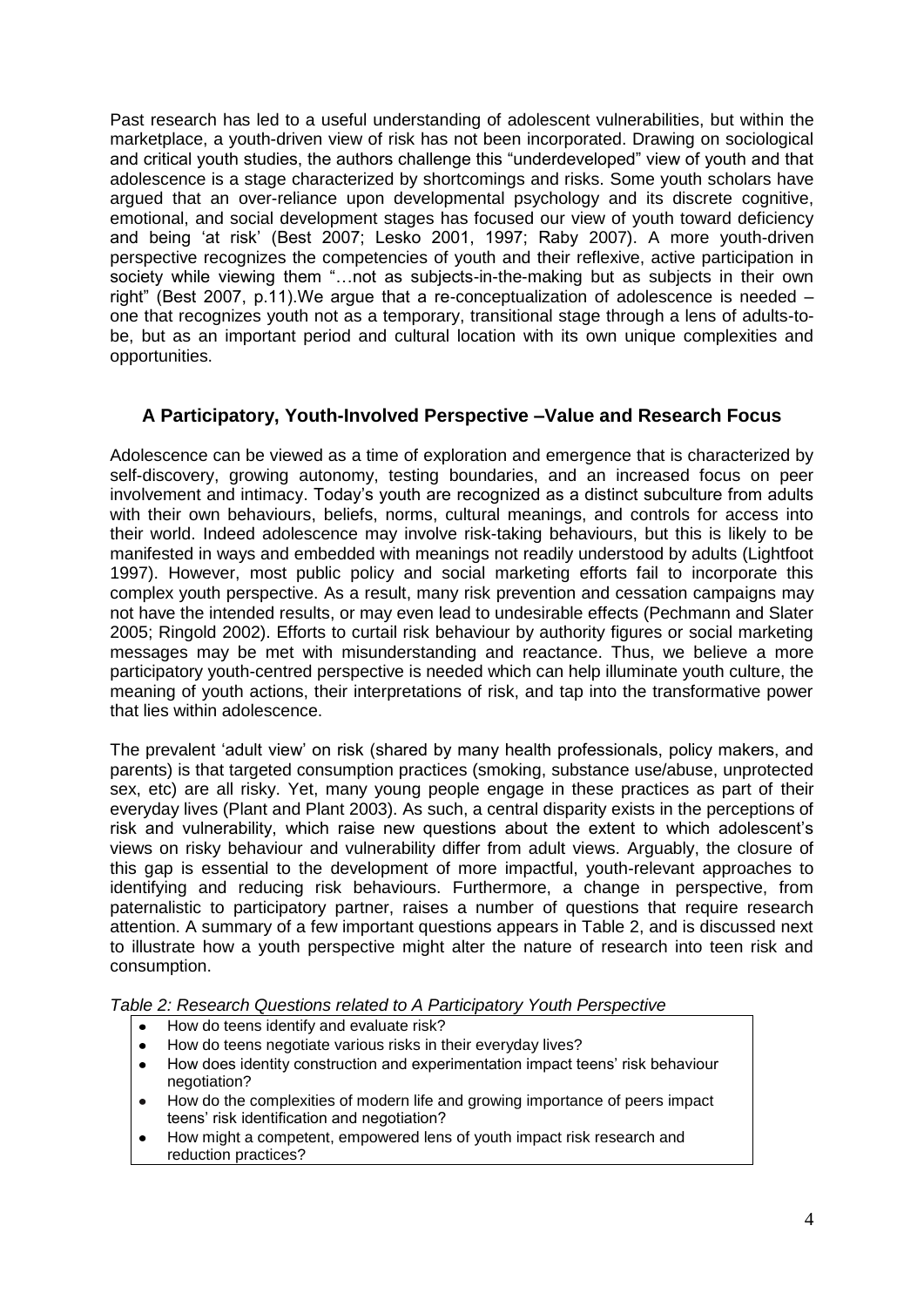Past research has led to a useful understanding of adolescent vulnerabilities, but within the marketplace, a youth-driven view of risk has not been incorporated. Drawing on sociological and critical youth studies, the authors challenge this "underdeveloped" view of youth and that adolescence is a stage characterized by shortcomings and risks. Some youth scholars have argued that an over-reliance upon developmental psychology and its discrete cognitive, emotional, and social development stages has focused our view of youth toward deficiency and being 'at risk' (Best 2007; Lesko 2001, 1997; Raby 2007). A more youth-driven perspective recognizes the competencies of youth and their reflexive, active participation in society while viewing them "…not as subjects-in-the-making but as subjects in their own right" (Best 2007, p.11).We argue that a re-conceptualization of adolescence is needed – one that recognizes youth not as a temporary, transitional stage through a lens of adults-to-be, but as an important period and cultural location with its own unique complexities and opportunities.

## A Participatory, Youth-Involved Perspective –Value and Research Focus

Adolescence can be viewed as a time of exploration and emergence that is characterized by self-discovery, growing autonomy, testing boundaries, and an increased focus on peer involvement and intimacy. Today's youth are recognized as a distinct subculture from adults with their own behaviours, beliefs, norms, cultural meanings, and controls for access into their world. Indeed adolescence may involve risk-taking behaviours, but this is likely to be manifested in ways and embedded with meanings not readily understood by adults (Lightfoot 1997). However, most public policy and social marketing efforts fail to incorporate this complex youth perspective. As a result, many risk prevention and cessation campaigns may not have the intended results, or may even lead to undesirable effects (Pechmann and Slater 2005; Ringold 2002). Efforts to curtail risk behaviour by authority figures or social marketing messages may be met with misunderstanding and reactance. Thus, we believe a more participatory youth-centred perspective is needed which can help illuminate youth culture, the meaning of youth actions, their interpretations of risk, and tap into the transformative power that lies within adolescence.

The prevalent 'adult view' on risk (shared by many health professionals, policy makers, and parents) is that targeted consumption practices (smoking, substance use/abuse, unprotected sex, etc) are all risky. Yet, many young people engage in these practices as part of their everyday lives (Plant and Plant 2003). As such, a central disparity exists in the perceptions of risk and vulnerability, which raise new questions about the extent to which adolescent's views on risky behaviour and vulnerability differ from adult views. Arguably, the closure of this gap is essential to the development of more impactful, youth-relevant approaches to identifying and reducing risk behaviours. Furthermore, a change in perspective, from paternalistic to participatory partner, raises a number of questions that require research attention. A summary of a few important questions appears in Table 2, and is discussed next to illustrate how a youth perspective might alter the nature of research into teen risk and consumption.

*Table 2: Research Questions related to A Participatory Youth Perspective*

- How do teens identify and evaluate risk?
- How do teens negotiate various risks in their everyday lives?
- How does identity construction and experimentation impact teens' risk behaviour negotiation?
- How do the complexities of modern life and growing importance of peers impact teens' risk identification and negotiation?
- How might a competent, empowered lens of youth impact risk research and reduction practices?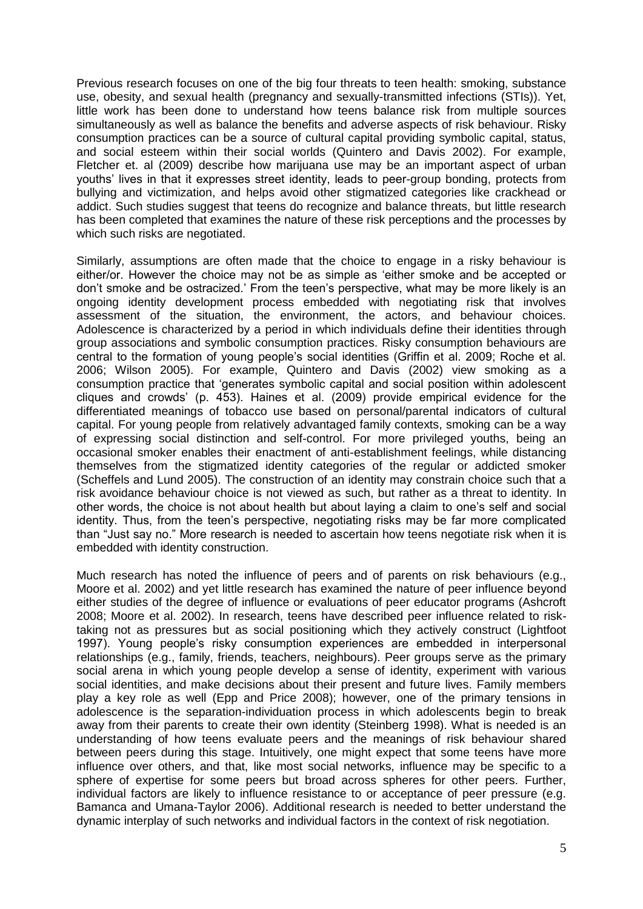Previous research focuses on one of the big four threats to teen health: smoking, substance use, obesity, and sexual health (pregnancy and sexually-transmitted infections (STIs)). Yet, little work has been done to understand how teens balance risk from multiple sources simultaneously as well as balance the benefits and adverse aspects of risk behaviour. Risky consumption practices can be a source of cultural capital providing symbolic capital, status, and social esteem within their social worlds (Quintero and Davis 2002). For example, Fletcher et. al (2009) describe how marijuana use may be an important aspect of urban youths' lives in that it expresses street identity, leads to peer-group bonding, protects from bullying and victimization, and helps avoid other stigmatized categories like crackhead or addict. Such studies suggest that teens do recognize and balance threats, but little research has been completed that examines the nature of these risk perceptions and the processes by which such risks are negotiated.

Similarly, assumptions are often made that the choice to engage in a risky behaviour is either/or. However the choice may not be as simple as 'either smoke and be accepted or don't smoke and be ostracized.' From the teen's perspective, what may be more likely is an ongoing identity development process embedded with negotiating risk that involves assessment of the situation, the environment, the actors, and behaviour choices. Adolescence is characterized by a period in which individuals define their identities through group associations and symbolic consumption practices. Risky consumption behaviours are central to the formation of young people's social identities (Griffin et al. 2009; Roche et al. 2006; Wilson 2005). For example, Quintero and Davis (2002) view smoking as a consumption practice that 'generates symbolic capital and social position within adolescent cliques and crowds' (p. 453). Haines et al. (2009) provide empirical evidence for the differentiated meanings of tobacco use based on personal/parental indicators of cultural capital. For young people from relatively advantaged family contexts, smoking can be a way of expressing social distinction and self-control. For more privileged youths, being an occasional smoker enables their enactment of anti-establishment feelings, while distancing themselves from the stigmatized identity categories of the regular or addicted smoker (Scheffels and Lund 2005). The construction of an identity may constrain choice such that a risk avoidance behaviour choice is not viewed as such, but rather as a threat to identity. In other words, the choice is not about health but about laying a claim to one's self and social identity. Thus, from the teen's perspective, negotiating risks may be far more complicated than "Just say no." More research is needed to ascertain how teens negotiate risk when it is embedded with identity construction.

Much research has noted the influence of peers and of parents on risk behaviours (e.g., Moore et al. 2002) and yet little research has examined the nature of peer influence beyond either studies of the degree of influence or evaluations of peer educator programs (Ashcroft 2008; Moore et al. 2002). In research, teens have described peer influence related to risk-taking not as pressures but as social positioning which they actively construct (Lightfoot 1997). Young people's risky consumption experiences are embedded in interpersonal relationships (e.g., family, friends, teachers, neighbours). Peer groups serve as the primary social arena in which young people develop a sense of identity, experiment with various social identities, and make decisions about their present and future lives. Family members play a key role as well (Epp and Price 2008); however, one of the primary tensions in adolescence is the separation-individuation process in which adolescents begin to break away from their parents to create their own identity (Steinberg 1998). What is needed is an understanding of how teens evaluate peers and the meanings of risk behaviour shared between peers during this stage. Intuitively, one might expect that some teens have more influence over others, and that, like most social networks, influence may be specific to a sphere of expertise for some peers but broad across spheres for other peers. Further, individual factors are likely to influence resistance to or acceptance of peer pressure (e.g. Bamanca and Umana-Taylor 2006). Additional research is needed to better understand the dynamic interplay of such networks and individual factors in the context of risk negotiation.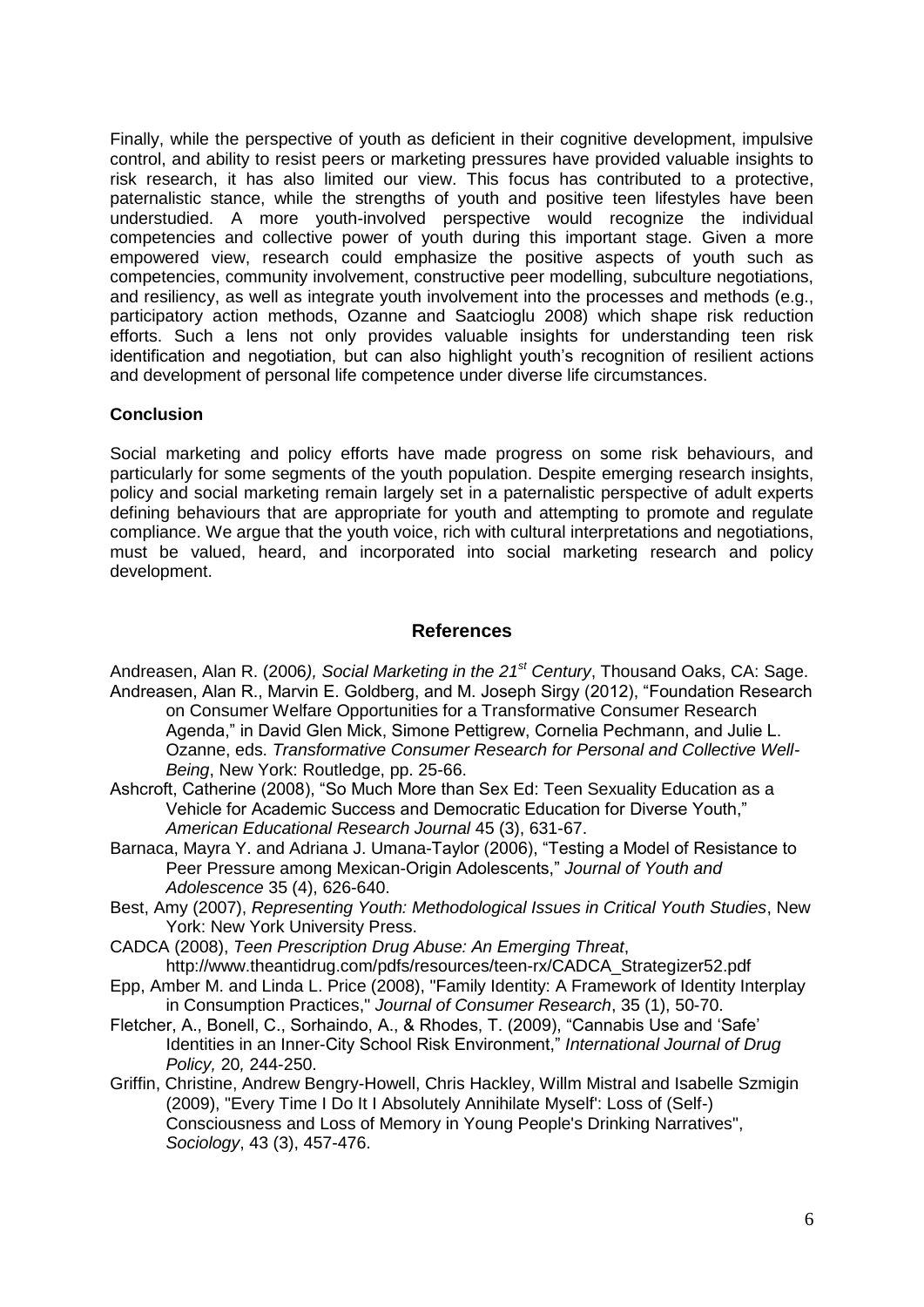Finally, while the perspective of youth as deficient in their cognitive development, impulsive control, and ability to resist peers or marketing pressures have provided valuable insights to risk research, it has also limited our view. This focus has contributed to a protective, paternalistic stance, while the strengths of youth and positive teen lifestyles have been understudied. A more youth-involved perspective would recognize the individual competencies and collective power of youth during this important stage. Given a more empowered view, research could emphasize the positive aspects of youth such as competencies, community involvement, constructive peer modelling, subculture negotiations, and resiliency, as well as integrate youth involvement into the processes and methods (e.g., participatory action methods, Ozanne and Saatcioglu 2008) which shape risk reduction efforts. Such a lens not only provides valuable insights for understanding teen risk identification and negotiation, but can also highlight youth's recognition of resilient actions and development of personal life competence under diverse life circumstances.

**Conclusion**

Social marketing and policy efforts have made progress on some risk behaviours, and particularly for some segments of the youth population. Despite emerging research insights, policy and social marketing remain largely set in a paternalistic perspective of adult experts defining behaviours that are appropriate for youth and attempting to promote and regulate compliance. We argue that the youth voice, rich with cultural interpretations and negotiations, must be valued, heard, and incorporated into social marketing research and policy development.

## References

Andreasen, Alan R. (2006*), Social Marketing in the 21st Century*, Thousand Oaks, CA: Sage.

Andreasen, Alan R., Marvin E. Goldberg, and M. Joseph Sirgy (2012), "Foundation Research on Consumer Welfare Opportunities for a Transformative Consumer Research Agenda," in David Glen Mick, Simone Pettigrew, Cornelia Pechmann, and Julie L. Ozanne, eds. *Transformative Consumer Research for Personal and Collective Well-Being*, New York: Routledge, pp. 25-66.

Ashcroft, Catherine (2008), "So Much More than Sex Ed: Teen Sexuality Education as a Vehicle for Academic Success and Democratic Education for Diverse Youth," *American Educational Research Journal* 45 (3), 631-67.

Barnaca, Mayra Y. and Adriana J. Umana-Taylor (2006), "Testing a Model of Resistance to Peer Pressure among Mexican-Origin Adolescents," *Journal of Youth and Adolescence* 35 (4), 626-640.

Best, Amy (2007), *Representing Youth: Methodological Issues in Critical Youth Studies*, New York: New York University Press.

CADCA (2008), *Teen Prescription Drug Abuse: An Emerging Threat*, http://www.theantidrug.com/pdfs/resources/teen-rx/CADCA_Strategizer52.pdf

Epp, Amber M. and Linda L. Price (2008), "Family Identity: A Framework of Identity Interplay in Consumption Practices," *Journal of Consumer Research*, 35 (1), 50-70.

Fletcher, A., Bonell, C., Sorhaindo, A., & Rhodes, T. (2009), "Cannabis Use and 'Safe' Identities in an Inner-City School Risk Environment," *International Journal of Drug Policy,* 20*,* 244-250.

Griffin, Christine, Andrew Bengry-Howell, Chris Hackley, Willm Mistral and Isabelle Szmigin (2009), "Every Time I Do It I Absolutely Annihilate Myself': Loss of (Self-) Consciousness and Loss of Memory in Young People's Drinking Narratives", *Sociology*, 43 (3), 457-476.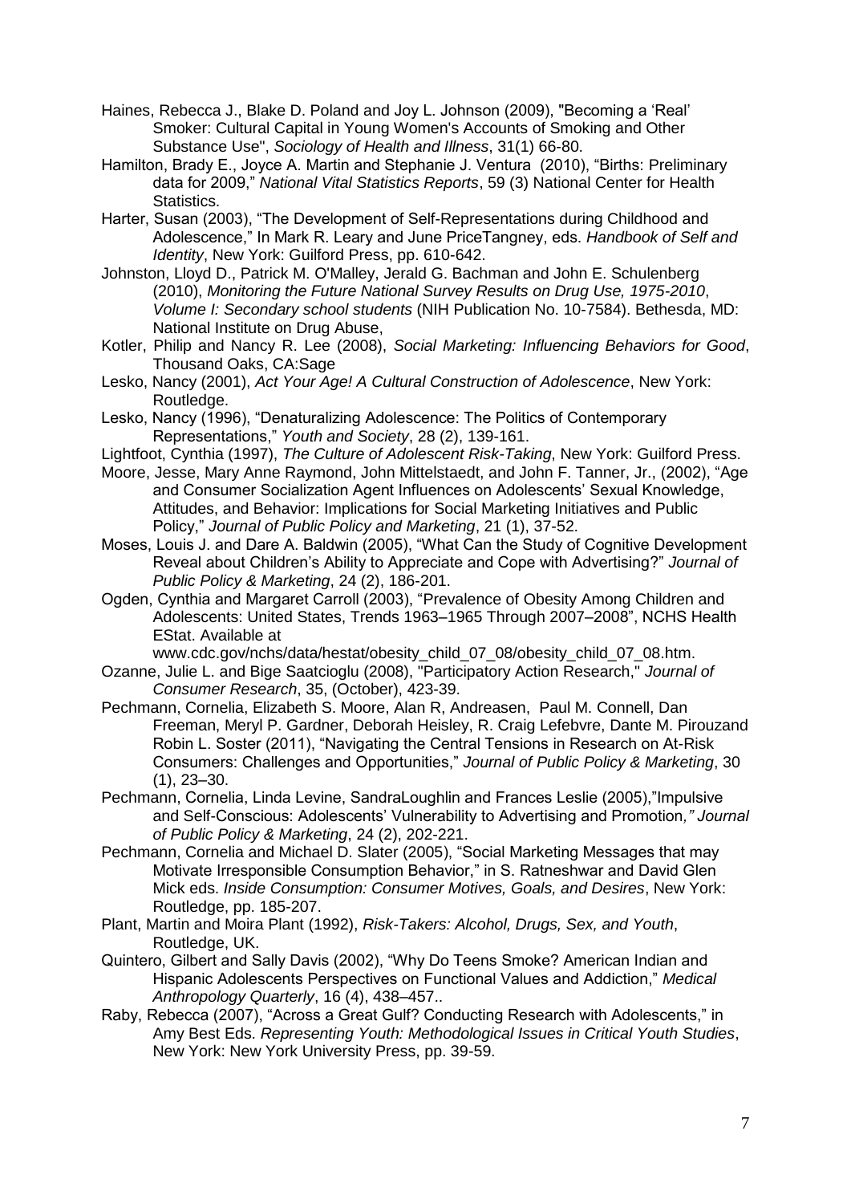Haines, Rebecca J., Blake D. Poland and Joy L. Johnson (2009), "Becoming a 'Real' Smoker: Cultural Capital in Young Women's Accounts of Smoking and Other Substance Use", *Sociology of Health and Illness*, 31(1) 66-80.

Hamilton, Brady E., Joyce A. Martin and Stephanie J. Ventura (2010), "Births: Preliminary data for 2009," *National Vital Statistics Reports*, 59 (3) National Center for Health Statistics.

Harter, Susan (2003), "The Development of Self-Representations during Childhood and Adolescence," In Mark R. Leary and June PriceTangney, eds. *Handbook of Self and Identity*, New York: Guilford Press, pp. 610-642.

Johnston, Lloyd D., Patrick M. O'Malley, Jerald G. Bachman and John E. Schulenberg (2010), *Monitoring the Future National Survey Results on Drug Use, 1975-2010, Volume I: Secondary school students* (NIH Publication No. 10-7584). Bethesda, MD: National Institute on Drug Abuse,

Kotler, Philip and Nancy R. Lee (2008), *Social Marketing: Influencing Behaviors for Good*, Thousand Oaks, CA:Sage

Lesko, Nancy (2001), *Act Your Age! A Cultural Construction of Adolescence*, New York: Routledge.

Lesko, Nancy (1996), "Denaturalizing Adolescence: The Politics of Contemporary Representations," *Youth and Society*, 28 (2), 139-161.

Lightfoot, Cynthia (1997), *The Culture of Adolescent Risk-Taking*, New York: Guilford Press.

Moore, Jesse, Mary Anne Raymond, John Mittelstaedt, and John F. Tanner, Jr., (2002), "Age and Consumer Socialization Agent Influences on Adolescents' Sexual Knowledge, Attitudes, and Behavior: Implications for Social Marketing Initiatives and Public Policy," *Journal of Public Policy and Marketing*, 21 (1), 37-52.

Moses, Louis J. and Dare A. Baldwin (2005), "What Can the Study of Cognitive Development Reveal about Children's Ability to Appreciate and Cope with Advertising?" *Journal of Public Policy & Marketing*, 24 (2), 186-201.

Ogden, Cynthia and Margaret Carroll (2003), "Prevalence of Obesity Among Children and Adolescents: United States, Trends 1963–1965 Through 2007–2008", NCHS Health EStat. Available at www.cdc.gov/nchs/data/hestat/obesity_child_07_08/obesity_child_07_08.htm.

Ozanne, Julie L. and Bige Saatcioglu (2008), "Participatory Action Research," *Journal of Consumer Research*, 35, (October), 423-39.

Pechmann, Cornelia, Elizabeth S. Moore, Alan R, Andreasen, Paul M. Connell, Dan Freeman, Meryl P. Gardner, Deborah Heisley, R. Craig Lefebvre, Dante M. Pirouzand Robin L. Soster (2011), "Navigating the Central Tensions in Research on At-Risk Consumers: Challenges and Opportunities," *Journal of Public Policy & Marketing*, 30 (1), 23–30.

Pechmann, Cornelia, Linda Levine, SandraLoughlin and Frances Leslie (2005),"Impulsive and Self-Conscious: Adolescents' Vulnerability to Advertising and Promotion*," Journal of Public Policy & Marketing*, 24 (2), 202-221.

Pechmann, Cornelia and Michael D. Slater (2005), "Social Marketing Messages that may Motivate Irresponsible Consumption Behavior," in S. Ratneshwar and David Glen Mick eds. *Inside Consumption: Consumer Motives, Goals, and Desires*, New York: Routledge, pp. 185-207.

Plant, Martin and Moira Plant (1992), *Risk-Takers: Alcohol, Drugs, Sex, and Youth*, Routledge, UK.

Quintero, Gilbert and Sally Davis (2002), "Why Do Teens Smoke? American Indian and Hispanic Adolescents Perspectives on Functional Values and Addiction," *Medical Anthropology Quarterly*, 16 (4), 438–457..

Raby, Rebecca (2007), "Across a Great Gulf? Conducting Research with Adolescents," in Amy Best Eds. *Representing Youth: Methodological Issues in Critical Youth Studies*, New York: New York University Press, pp. 39-59.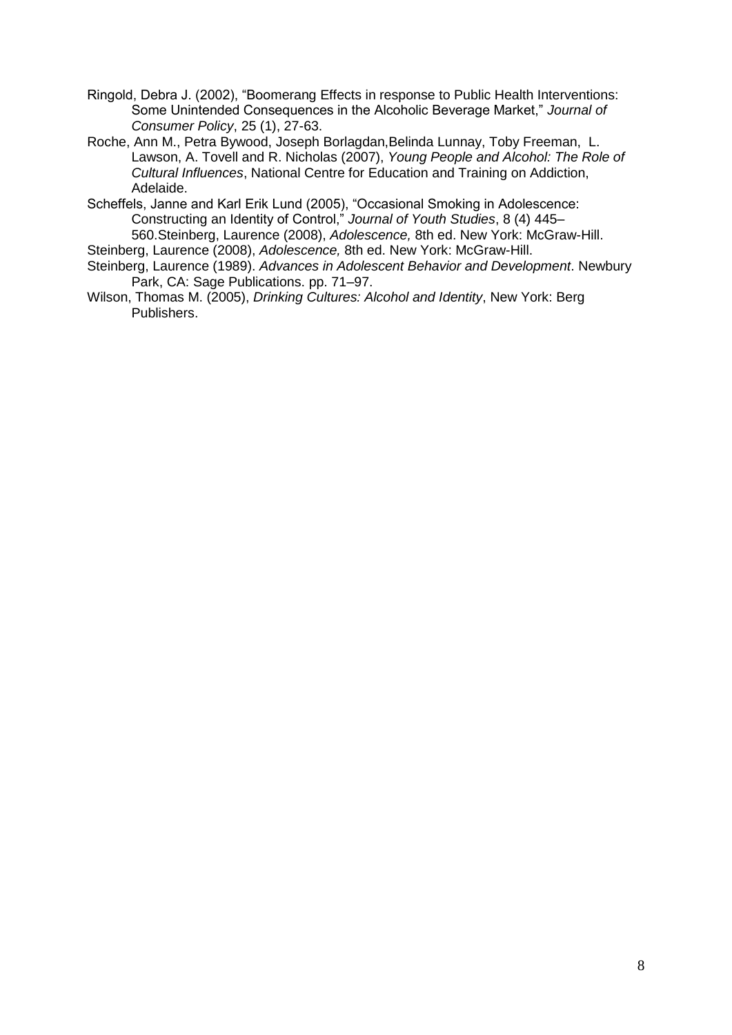Ringold, Debra J. (2002), "Boomerang Effects in response to Public Health Interventions: Some Unintended Consequences in the Alcoholic Beverage Market," *Journal of Consumer Policy*, 25 (1), 27-63.

Roche, Ann M., Petra Bywood, Joseph Borlagdan,Belinda Lunnay, Toby Freeman, L. Lawson, A. Tovell and R. Nicholas (2007), *Young People and Alcohol: The Role of Cultural Influences*, National Centre for Education and Training on Addiction, Adelaide.

Scheffels, Janne and Karl Erik Lund (2005), "Occasional Smoking in Adolescence: Constructing an Identity of Control," *Journal of Youth Studies*, 8 (4) 445–560.Steinberg, Laurence (2008), *Adolescence,* 8th ed. New York: McGraw-Hill.

Steinberg, Laurence (2008), *Adolescence,* 8th ed. New York: McGraw-Hill.

Steinberg, Laurence (1989). *Advances in Adolescent Behavior and Development*. Newbury Park, CA: Sage Publications. pp. 71–97.

Wilson, Thomas M. (2005), *Drinking Cultures: Alcohol and Identity*, New York: Berg Publishers.